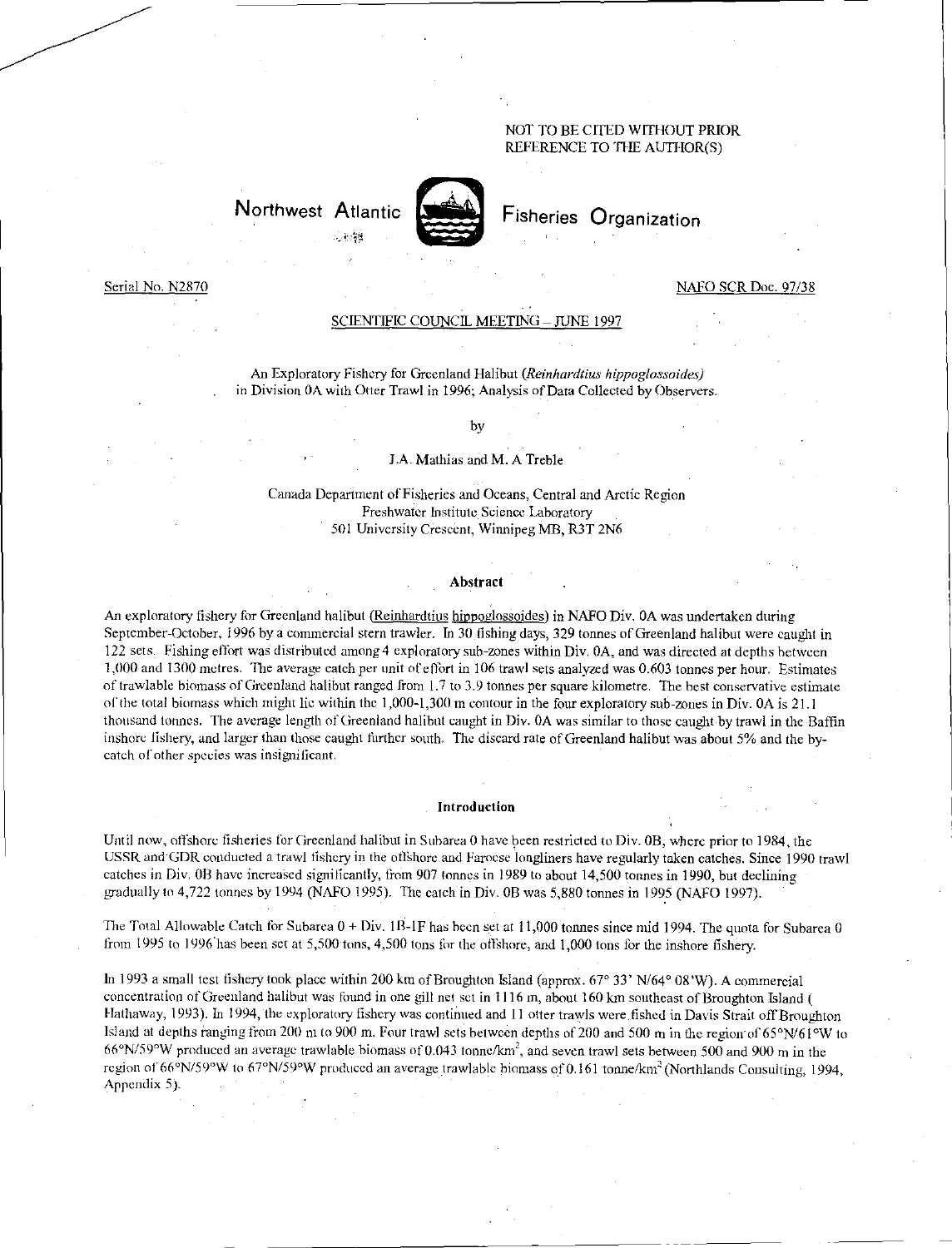NOT TO BE CITED WITHOUT PRIOR
REFERENCE TO THE AUTHOR(S)

Northwest Atlantic Fisheries Organization

Serial No. N2870

NAFO SCR Doc. 97/38

SCIENTIFIC COUNCIL MEETING – JUNE 1997

# An Exploratory Fishery for Greenland Halibut (*Reinhardtius hippoglossoides*) in Division 0A with Otter Trawl in 1996; Analysis of Data Collected by Observers.

by

J.A. Mathias and M. A Treble

Canada Department of Fisheries and Oceans, Central and Arctic Region
Freshwater Institute Science Laboratory
501 University Crescent, Winnipeg MB, R3T 2N6

## Abstract

An exploratory fishery for Greenland halibut (Reinhardtius hippoglossoides) in NAFO Div. 0A was undertaken during September-October, 1996 by a commercial stern trawler. In 30 fishing days, 329 tonnes of Greenland halibut were caught in 122 sets. Fishing effort was distributed among 4 exploratory sub-zones within Div. 0A, and was directed at depths between 1,000 and 1300 metres. The average catch per unit of effort in 106 trawl sets analyzed was 0.603 tonnes per hour. Estimates of trawlable biomass of Greenland halibut ranged from 1.7 to 3.9 tonnes per square kilometre. The best conservative estimate of the total biomass which might lie within the 1,000-1,300 m contour in the four exploratory sub-zones in Div. 0A is 21.1 thousand tonnes. The average length of Greenland halibut caught in Div. 0A was similar to those caught by trawl in the Baffin inshore fishery, and larger than those caught further south. The discard rate of Greenland halibut was about 5% and the by-catch of other species was insignificant.

## Introduction

Until now, offshore fisheries for Greenland halibut in Subarea 0 have been restricted to Div. 0B, where prior to 1984, the USSR and GDR conducted a trawl fishery in the offshore and Faroese longliners have regularly taken catches. Since 1990 trawl catches in Div. 0B have increased significantly, from 907 tonnes in 1989 to about 14,500 tonnes in 1990, but declining gradually to 4,722 tonnes by 1994 (NAFO 1995). The catch in Div. 0B was 5,880 tonnes in 1995 (NAFO 1997).

The Total Allowable Catch for Subarea 0 + Div. 1B-1F has been set at 11,000 tonnes since mid 1994. The quota for Subarea 0 from 1995 to 1996 has been set at 5,500 tons, 4,500 tons for the offshore, and 1,000 tons for the inshore fishery.

In 1993 a small test fishery took place within 200 km of Broughton Island (approx. 67° 33' N/64° 08'W). A commercial concentration of Greenland halibut was found in one gill net set in 1116 m, about 160 km southeast of Broughton Island ( Hathaway, 1993). In 1994, the exploratory fishery was continued and 11 otter trawls were fished in Davis Strait off Broughton Island at depths ranging from 200 m to 900 m. Four trawl sets between depths of 200 and 500 m in the region of 65°N/61°W to 66°N/59°W produced an average trawlable biomass of 0.043 tonne/km$^2$, and seven trawl sets between 500 and 900 m in the region of 66°N/59°W to 67°N/59°W produced an average trawlable biomass of 0.161 tonne/km$^2$ (Northlands Consulting, 1994, Appendix 5).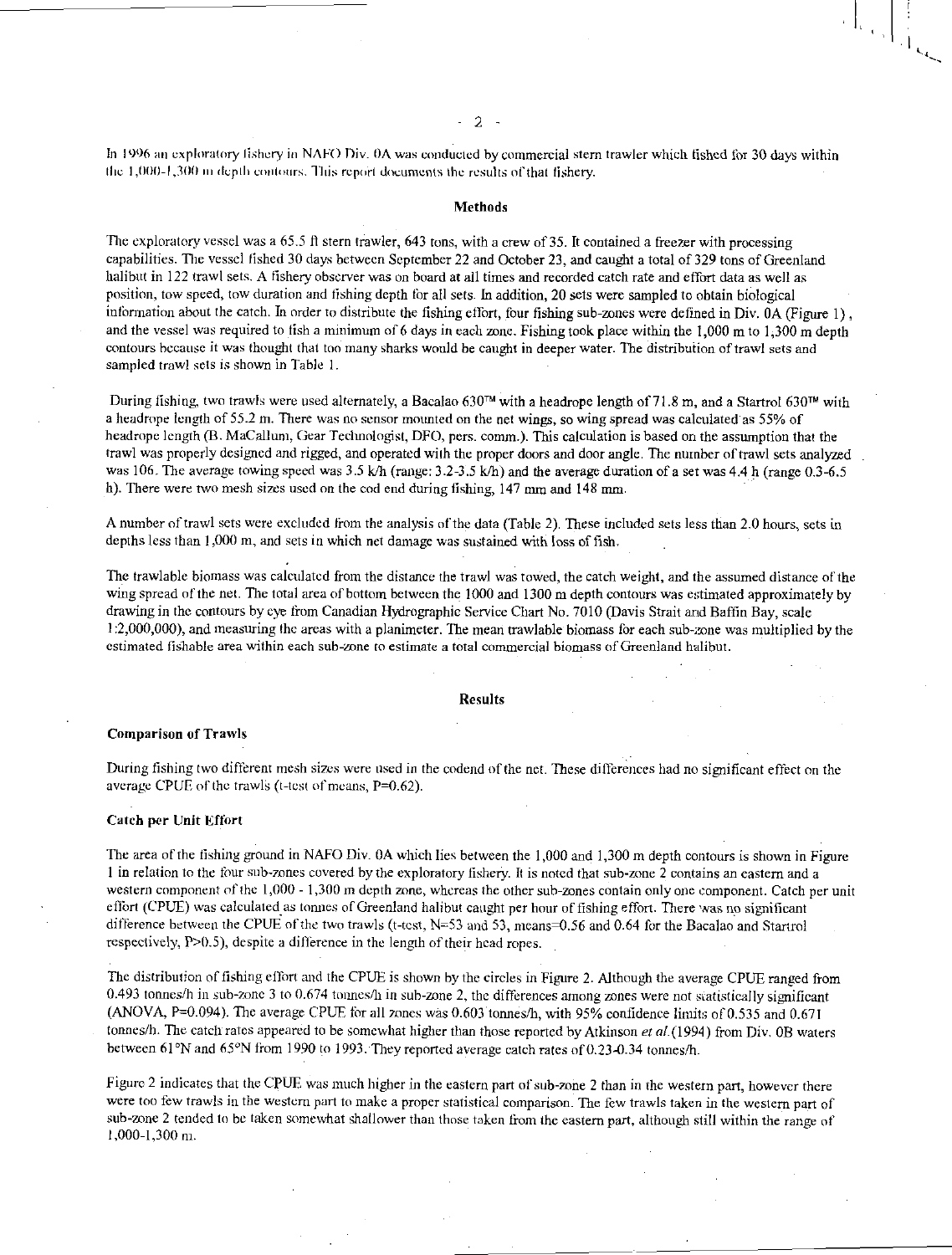In 1996 an exploratory fishery in NAFO Div. 0A was conducted by commercial stern trawler which fished for 30 days within the 1,000-1,300 m depth contours. This report documents the results of that fishery.

## Methods

The exploratory vessel was a 65.5 ft stern trawler, 643 tons, with a crew of 35. It contained a freezer with processing capabilities. The vessel fished 30 days between September 22 and October 23, and caught a total of 329 tons of Greenland halibut in 122 trawl sets. A fishery observer was on board at all times and recorded catch rate and effort data as well as position, tow speed, tow duration and fishing depth for all sets. In addition, 20 sets were sampled to obtain biological information about the catch. In order to distribute the fishing effort, four fishing sub-zones were defined in Div. 0A (Figure 1), and the vessel was required to fish a minimum of 6 days in each zone. Fishing took place within the 1,000 m to 1,300 m depth contours because it was thought that too many sharks would be caught in deeper water. The distribution of trawl sets and sampled trawl sets is shown in Table 1.

During fishing, two trawls were used alternately, a Bacalao 630™ with a headrope length of 71.8 m, and a Startrol 630™ with a headrope length of 55.2 m. There was no sensor mounted on the net wings, so wing spread was calculated as 55% of headrope length (B. MaCallum, Gear Technologist, DFO, pers. comm.). This calculation is based on the assumption that the trawl was properly designed and rigged, and operated with the proper doors and door angle. The number of trawl sets analyzed was 106. The average towing speed was 3.5 k/h (range: 3.2-3.5 k/h) and the average duration of a set was 4.4 h (range 0.3-6.5 h). There were two mesh sizes used on the cod end during fishing, 147 mm and 148 mm.

A number of trawl sets were excluded from the analysis of the data (Table 2). These included sets less than 2.0 hours, sets in depths less than 1,000 m, and sets in which net damage was sustained with loss of fish.

The trawlable biomass was calculated from the distance the trawl was towed, the catch weight, and the assumed distance of the wing spread of the net. The total area of bottom between the 1000 and 1300 m depth contours was estimated approximately by drawing in the contours by eye from Canadian Hydrographic Service Chart No. 7010 (Davis Strait and Baffin Bay, scale 1:2,000,000), and measuring the areas with a planimeter. The mean trawlable biomass for each sub-zone was multiplied by the estimated fishable area within each sub-zone to estimate a total commercial biomass of Greenland halibut.

## Results

### Comparison of Trawls

During fishing two different mesh sizes were used in the codend of the net. These differences had no significant effect on the average CPUE of the trawls (t-test of means, P=0.62).

### Catch per Unit Effort

The area of the fishing ground in NAFO Div. 0A which lies between the 1,000 and 1,300 m depth contours is shown in Figure 1 in relation to the four sub-zones covered by the exploratory fishery. It is noted that sub-zone 2 contains an eastern and a western component of the 1,000 - 1,300 m depth zone, whereas the other sub-zones contain only one component. Catch per unit effort (CPUE) was calculated as tonnes of Greenland halibut caught per hour of fishing effort. There was no significant difference between the CPUE of the two trawls (t-test, N=53 and 53, means=0.56 and 0.64 for the Bacalao and Startrol respectively, P>0.5), despite a difference in the length of their head ropes.

The distribution of fishing effort and the CPUE is shown by the circles in Figure 2. Although the average CPUE ranged from 0.493 tonnes/h in sub-zone 3 to 0.674 tonnes/h in sub-zone 2, the differences among zones were not statistically significant (ANOVA, P=0.094). The average CPUE for all zones was 0.603 tonnes/h, with 95% confidence limits of 0.535 and 0.671 tonnes/h. The catch rates appeared to be somewhat higher than those reported by Atkinson *et al.*(1994) from Div. 0B waters between 61°N and 65°N from 1990 to 1993. They reported average catch rates of 0.23-0.34 tonnes/h.

Figure 2 indicates that the CPUE was much higher in the eastern part of sub-zone 2 than in the western part, however there were too few trawls in the western part to make a proper statistical comparison. The few trawls taken in the western part of sub-zone 2 tended to be taken somewhat shallower than those taken from the eastern part, although still within the range of 1,000-1,300 m.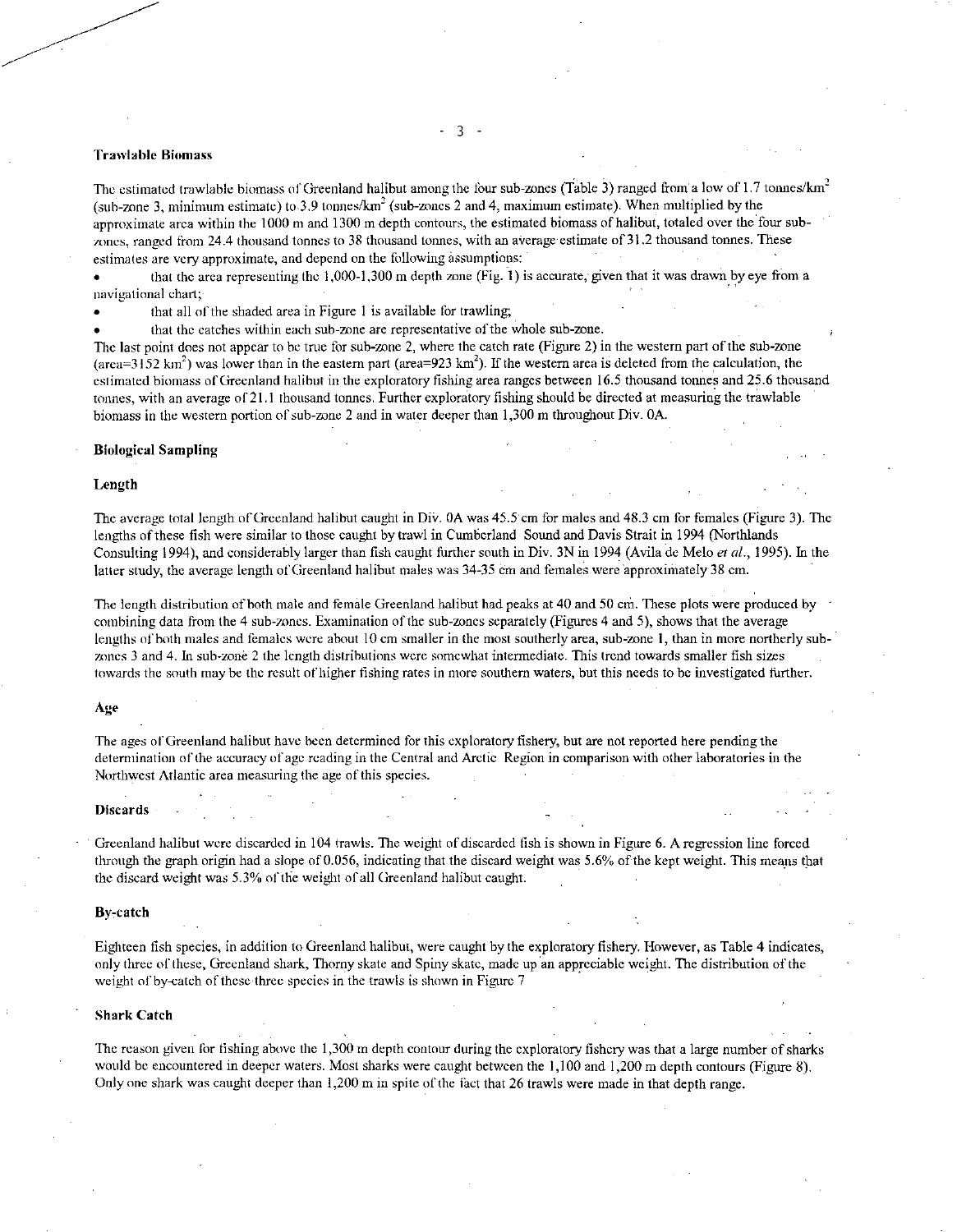### Trawlable Biomass

The estimated trawlable biomass of Greenland halibut among the four sub-zones (Table 3) ranged from a low of 1.7 tonnes/km$^2$ (sub-zone 3, minimum estimate) to 3.9 tonnes/km$^2$ (sub-zones 2 and 4, maximum estimate). When multiplied by the approximate area within the 1000 m and 1300 m depth contours, the estimated biomass of halibut, totaled over the four sub-zones, ranged from 24.4 thousand tonnes to 38 thousand tonnes, with an average estimate of 31.2 thousand tonnes. These estimates are very approximate, and depend on the following assumptions:

- that the area representing the 1,000-1,300 m depth zone (Fig. 1) is accurate, given that it was drawn by eye from a navigational chart;
- that all of the shaded area in Figure 1 is available for trawling;
- that the catches within each sub-zone are representative of the whole sub-zone.

The last point does not appear to be true for sub-zone 2, where the catch rate (Figure 2) in the western part of the sub-zone (area=3152 km$^2$) was lower than in the eastern part (area=923 km$^2$). If the western area is deleted from the calculation, the estimated biomass of Greenland halibut in the exploratory fishing area ranges between 16.5 thousand tonnes and 25.6 thousand tonnes, with an average of 21.1 thousand tonnes. Further exploratory fishing should be directed at measuring the trawlable biomass in the western portion of sub-zone 2 and in water deeper than 1,300 m throughout Div. 0A.

### Biological Sampling

#### Length

The average total length of Greenland halibut caught in Div. 0A was 45.5 cm for males and 48.3 cm for females (Figure 3). The lengths of these fish were similar to those caught by trawl in Cumberland Sound and Davis Strait in 1994 (Northlands Consulting 1994), and considerably larger than fish caught further south in Div. 3N in 1994 (Avila de Melo *et al.*, 1995). In the latter study, the average length of Greenland halibut males was 34-35 cm and females were approximately 38 cm.

The length distribution of both male and female Greenland halibut had peaks at 40 and 50 cm. These plots were produced by combining data from the 4 sub-zones. Examination of the sub-zones separately (Figures 4 and 5), shows that the average lengths of both males and females were about 10 cm smaller in the most southerly area, sub-zone 1, than in more northerly sub-zones 3 and 4. In sub-zone 2 the length distributions were somewhat intermediate. This trend towards smaller fish sizes towards the south may be the result of higher fishing rates in more southern waters, but this needs to be investigated further.

#### Age

The ages of Greenland halibut have been determined for this exploratory fishery, but are not reported here pending the determination of the accuracy of age reading in the Central and Arctic Region in comparison with other laboratories in the Northwest Atlantic area measuring the age of this species.

#### Discards

Greenland halibut were discarded in 104 trawls. The weight of discarded fish is shown in Figure 6. A regression line forced through the graph origin had a slope of 0.056, indicating that the discard weight was 5.6% of the kept weight. This means that the discard weight was 5.3% of the weight of all Greenland halibut caught.

#### By-catch

Eighteen fish species, in addition to Greenland halibut, were caught by the exploratory fishery. However, as Table 4 indicates, only three of these, Greenland shark, Thorny skate and Spiny skate, made up an appreciable weight. The distribution of the weight of by-catch of these three species in the trawls is shown in Figure 7

#### Shark Catch

The reason given for fishing above the 1,300 m depth contour during the exploratory fishery was that a large number of sharks would be encountered in deeper waters. Most sharks were caught between the 1,100 and 1,200 m depth contours (Figure 8). Only one shark was caught deeper than 1,200 m in spite of the fact that 26 trawls were made in that depth range.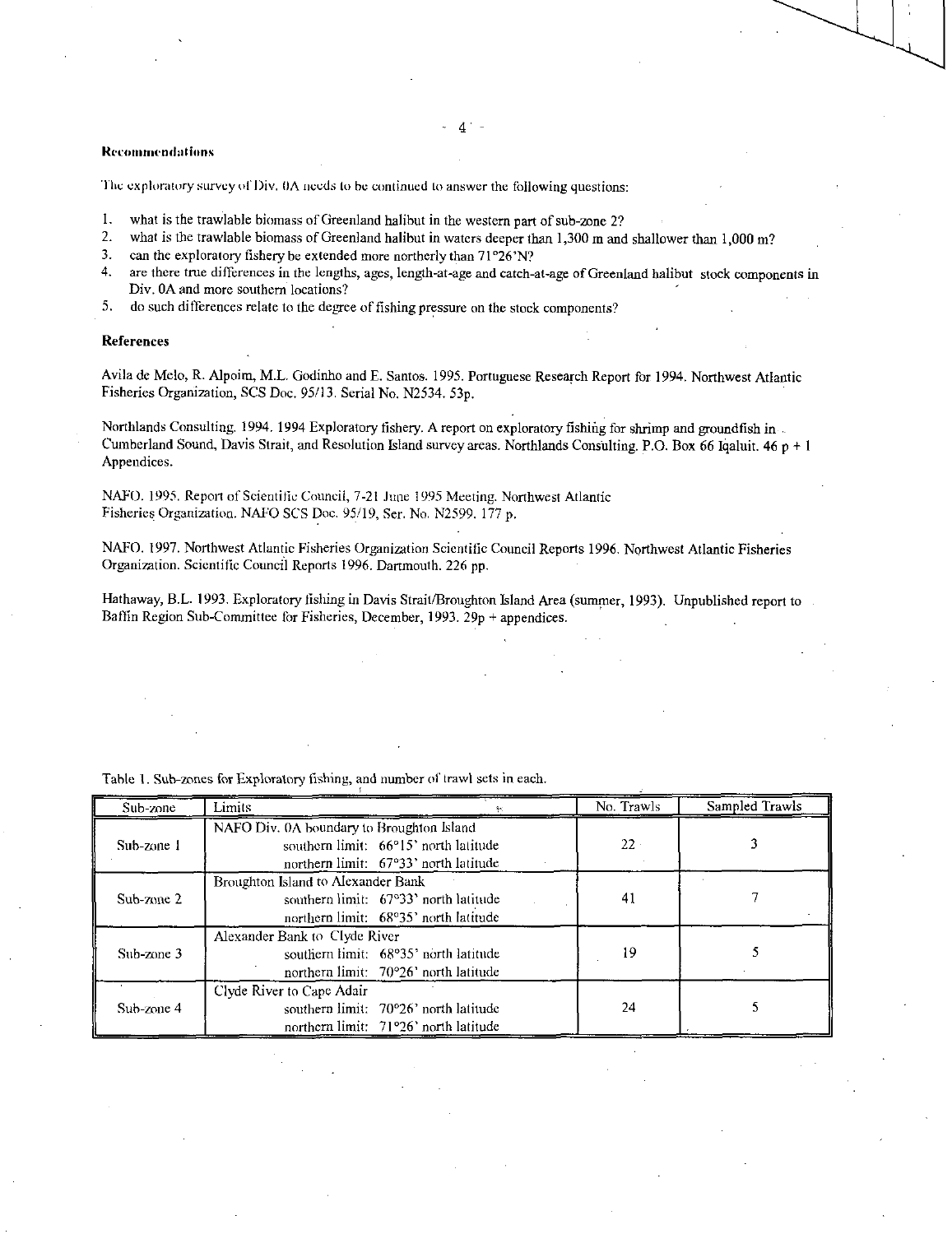**Recommendations**

The exploratory survey of Div. 0A needs to be continued to answer the following questions:

1. what is the trawlable biomass of Greenland halibut in the western part of sub-zone 2?
2. what is the trawlable biomass of Greenland halibut in waters deeper than 1,300 m and shallower than 1,000 m?
3. can the exploratory fishery be extended more northerly than 71°26'N?
4. are there true differences in the lengths, ages, length-at-age and catch-at-age of Greenland halibut stock components in Div. 0A and more southern locations?
5. do such differences relate to the degree of fishing pressure on the stock components?

## References

Avila de Melo, R. Alpoim, M.L. Godinho and E. Santos. 1995. Portuguese Research Report for 1994. Northwest Atlantic Fisheries Organization, SCS Doc. 95/13. Serial No. N2534. 53p.

Northlands Consulting. 1994. 1994 Exploratory fishery. A report on exploratory fishing for shrimp and groundfish in Cumberland Sound, Davis Strait, and Resolution Island survey areas. Northlands Consulting. P.O. Box 66 Iqaluit. 46 p + 1 Appendices.

NAFO. 1995. Report of Scientific Council, 7-21 June 1995 Meeting. Northwest Atlantic Fisheries Organization. NAFO SCS Doc. 95/19, Ser. No. N2599. 177 p.

NAFO. 1997. Northwest Atlantic Fisheries Organization Scientific Council Reports 1996. Northwest Atlantic Fisheries Organization. Scientific Council Reports 1996. Dartmouth. 226 pp.

Hathaway, B.L. 1993. Exploratory fishing in Davis Strait/Broughton Island Area (summer, 1993). Unpublished report to Baffin Region Sub-Committee for Fisheries, December, 1993. 29p + appendices.

Table 1. Sub-zones for Exploratory fishing, and number of trawl sets in each.

| Sub-zone | Limits | No. Trawls | Sampled Trawls |
|---|---|---|---|
| Sub-zone 1 | NAFO Div. 0A boundary to Broughton Island<br>southern limit: 66°15' north latitude<br>northern limit: 67°33' north latitude | 22 | 3 |
| Sub-zone 2 | Broughton Island to Alexander Bank<br>southern limit: 67°33' north latitude<br>northern limit: 68°35' north latitude | 41 | 7 |
| Sub-zone 3 | Alexander Bank to Clyde River<br>southern limit: 68°35' north latitude<br>northern limit: 70°26' north latitude | 19 | 5 |
| Sub-zone 4 | Clyde River to Cape Adair<br>southern limit: 70°26' north latitude<br>northern limit: 71°26' north latitude | 24 | 5 |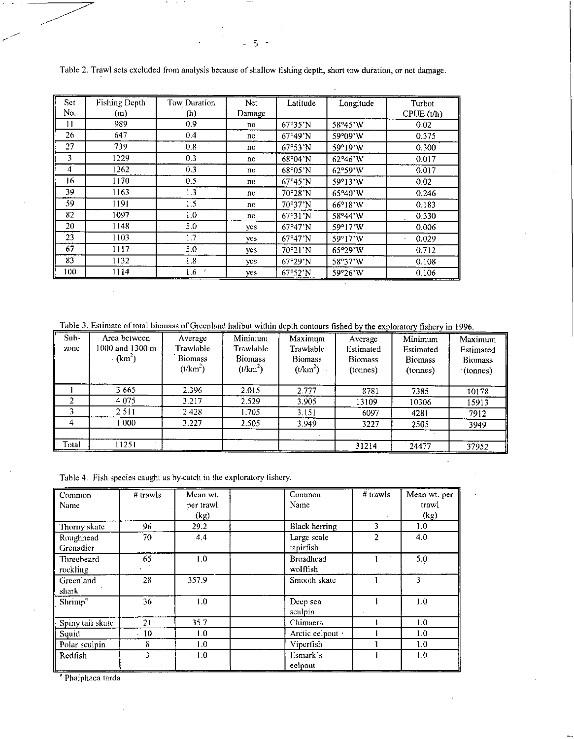Table 2. Trawl sets excluded from analysis because of shallow fishing depth, short tow duration, or net damage.

| Set No. | Fishing Depth (m) | Tow Duration (h) | Net Damage | Latitude | Longitude | Turbot CPUE (t/h) |
|---|---|---|---|---|---|---|
| 11 | 989 | 0.9 | no | 67°35'N | 58°45'W | 0.02 |
| 26 | 647 | 0.4 | no | 67°49'N | 59°09'W | 0.375 |
| 27 | 739 | 0.8 | no | 67°53'N | 59°19'W | 0.300 |
| 3 | 1229 | 0.3 | no | 68°04'N | 62°46'W | 0.017 |
| 4 | 1262 | 0.3 | no | 68°05'N | 62°59'W | 0.017 |
| 16 | 1170 | 0.5 | no | 67°45'N | 59°13'W | 0.02 |
| 39 | 1163 | 1.3 | no | 70°28'N | 65°40'W | 0.246 |
| 59 | 1191 | 1.5 | no | 70°37'N | 66°18'W | 0.183 |
| 82 | 1097 | 1.0 | no | 67°31'N | 58°44'W | 0.330 |
| 20 | 1148 | 5.0 | yes | 67°47'N | 59°17'W | 0.006 |
| 23 | 1103 | 1.7 | yes | 67°47'N | 59°17'W | 0.029 |
| 67 | 1117 | 5.0 | yes | 70°21'N | 65°29'W | 0.712 |
| 83 | 1132 | 1.8 | yes | 67°29'N | 58°37'W | 0.108 |
| 100 | 1114 | 1.6 | yes | 67°52'N | 59°26'W | 0.106 |

Table 3. Estimate of total biomass of Greenland halibut within depth contours fished by the exploratory fishery in 1996.

| Sub-zone | Area between 1000 and 1300 m (km$^2$) | Average Trawlable Biomass (t/km$^2$) | Minimum Trawlable Biomass (t/km$^2$) | Maximum Trawlable Biomass (t/km$^2$) | Average Estimated Biomass (tonnes) | Minimum Estimated Biomass (tonnes) | Maximum Estimated Biomass (tonnes) |
|---|---|---|---|---|---|---|---|
| 1 | 3 665 | 2.396 | 2.015 | 2.777 | 8781 | 7385 | 10178 |
| 2 | 4 075 | 3.217 | 2.529 | 3.905 | 13109 | 10306 | 15913 |
| 3 | 2 511 | 2.428 | 1.705 | 3.151 | 6097 | 4281 | 7912 |
| 4 | 1 000 | 3.227 | 2.505 | 3.949 | 3227 | 2505 | 3949 |
| | | | | | | | |
| Total | 11251 | | | | 31214 | 24477 | 37952 |

Table 4. Fish species caught as by-catch in the exploratory fishery.

| Common Name | # trawls | Mean wt. per trawl (kg) | | Common Name | # trawls | Mean wt. per trawl (kg) |
|---|---|---|---|---|---|---|
| Thorny skate | 96 | 29.2 | | Black herring | 3 | 1.0 |
| Roughhead Grenadier | 70 | 4.4 | | Large scale tapirfish | 2 | 4.0 |
| Threebeard rockling | 65 | 1.0 | | Broadhead wolffish | 1 | 5.0 |
| Greenland shark | 28 | 357.9 | | Smooth skate | 1 | 3 |
| Shrimp[a] | 36 | 1.0 | | Deep sea sculpin | 1 | 1.0 |
| Spiny tail skate | 21 | 35.7 | | Chimaera | 1 | 1.0 |
| Squid | 10 | 1.0 | | Arctic eelpout | 1 | 1.0 |
| Polar sculpin | 8 | 1.0 | | Viperfish | 1 | 1.0 |
| Redfish | 3 | 1.0 | | Esmark's eelpout | 1 | 1.0 |

[a] Phaiphaca tarda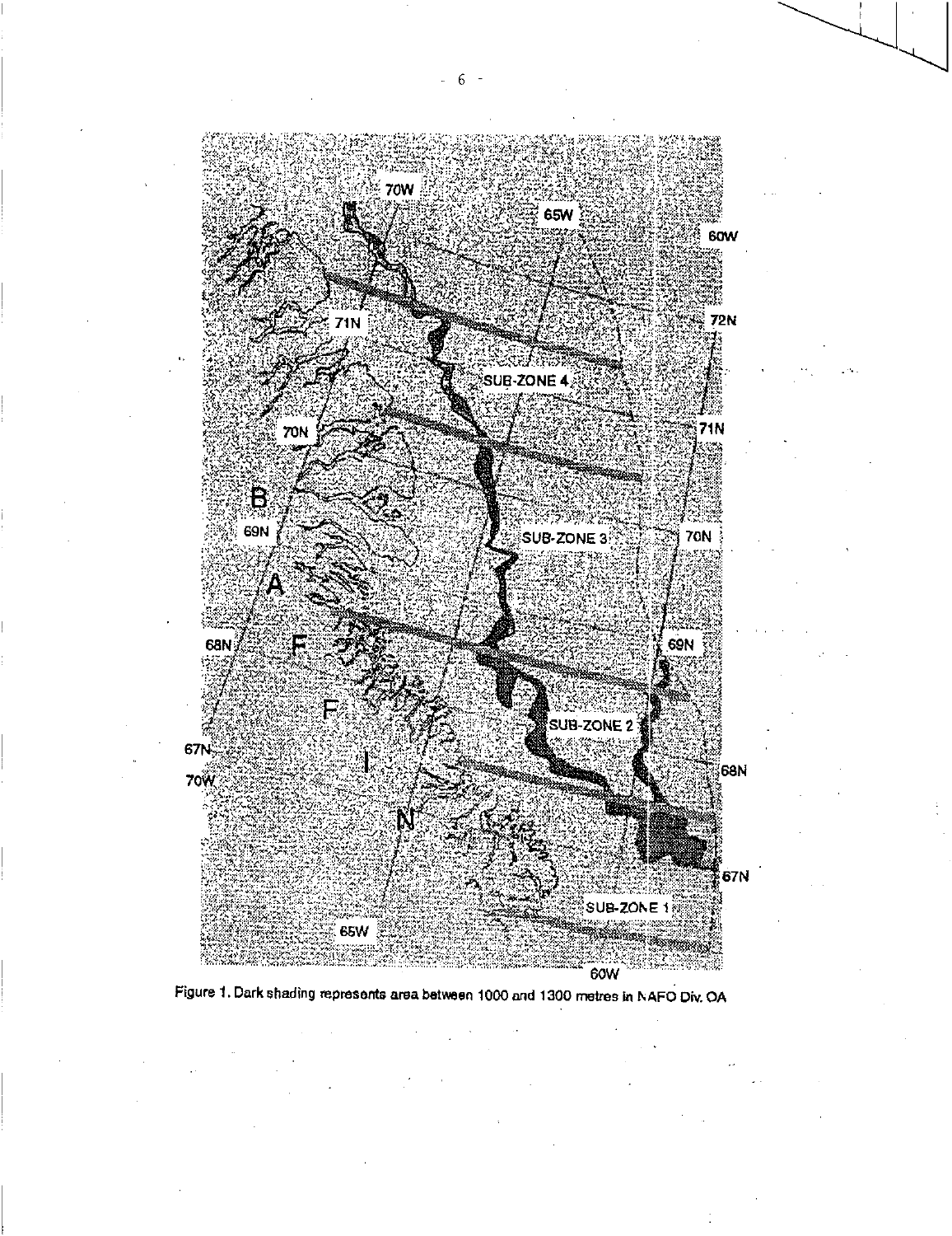Figure 1. Dark shading represents area between 1000 and 1300 metres in NAFO Div. 0A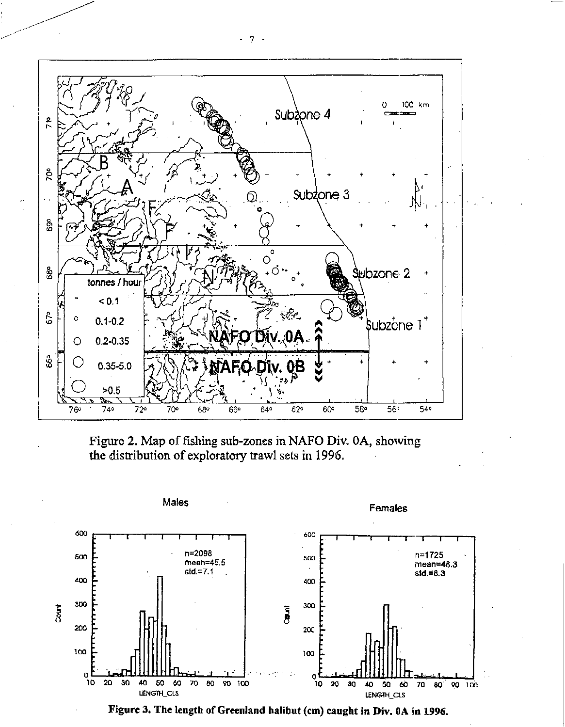Figure 2. Map of fishing sub-zones in NAFO Div. 0A, showing the distribution of exploratory trawl sets in 1996.

Figure 3. The length of Greenland halibut (cm) caught in Div. 0A in 1996.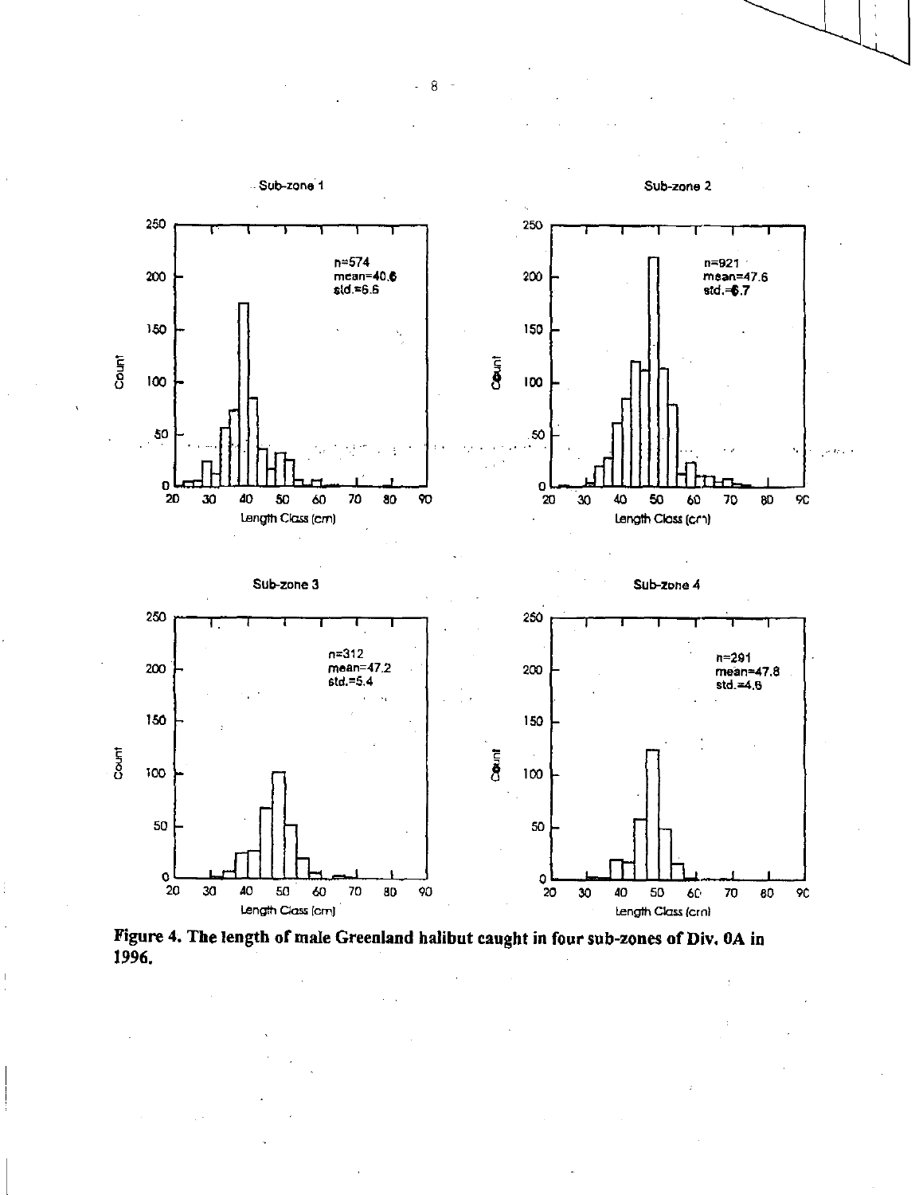**Figure 4. The length of male Greenland halibut caught in four sub-zones of Div. 0A in 1996.**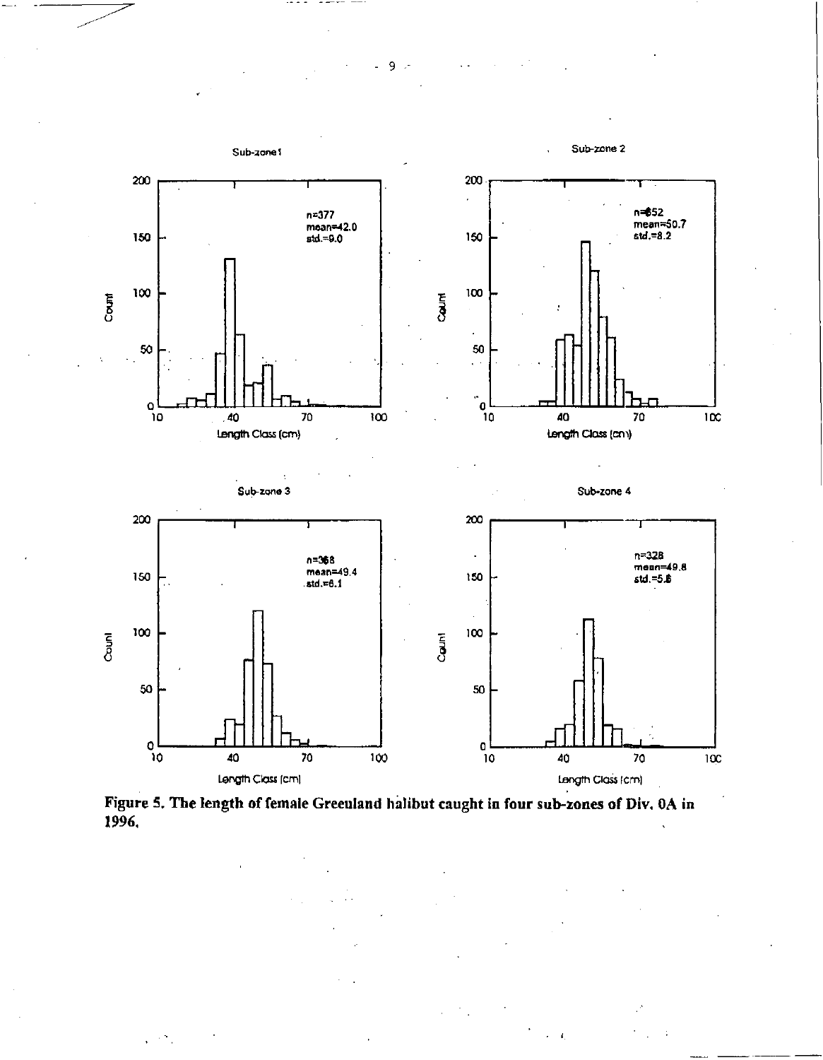Sub-zone 1

n=377
mean=42.0
std.=9.0

Sub-zone 2

n=652
mean=50.7
std.=8.2

Sub-zone 3

n=368
mean=49.4
std.=6.1

Sub-zone 4

n=328
mean=49.8
std.=5.8

**Figure 5. The length of female Greenland halibut caught in four sub-zones of Div. 0A in 1996.**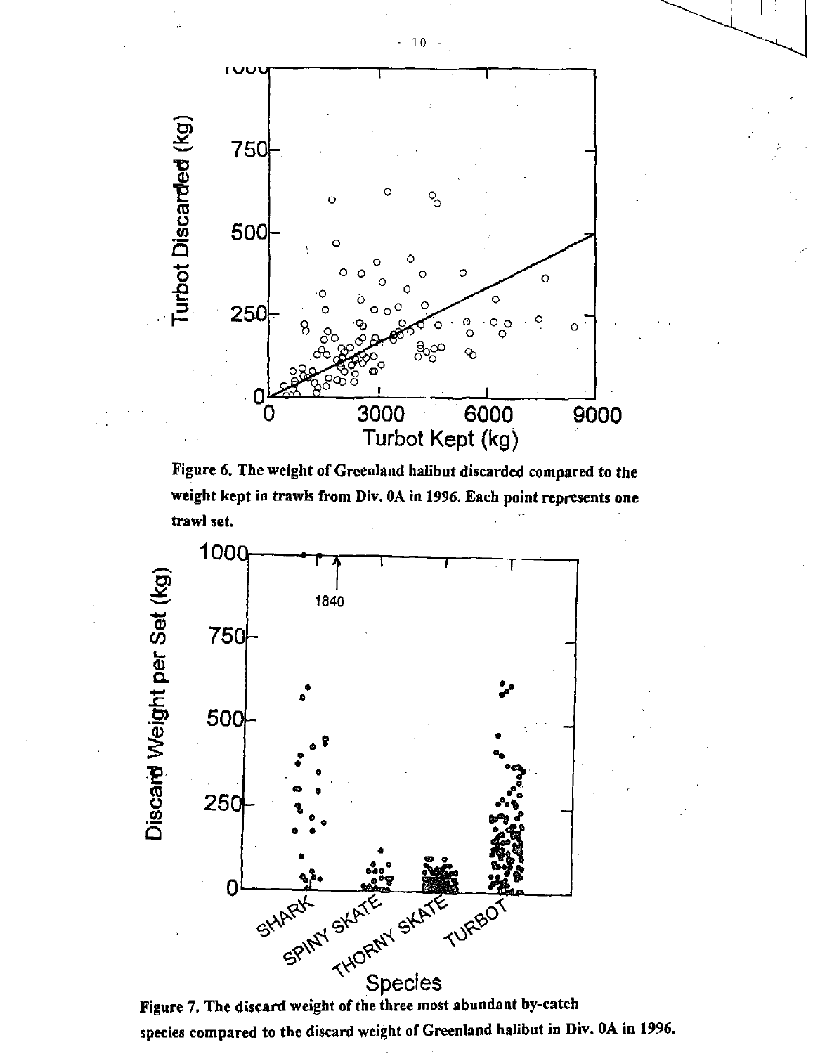Figure 6. The weight of Greenland halibut discarded compared to the weight kept in trawls from Div. 0A in 1996. Each point represents one trawl set.

Figure 7. The discard weight of the three most abundant by-catch species compared to the discard weight of Greenland halibut in Div. 0A in 1996.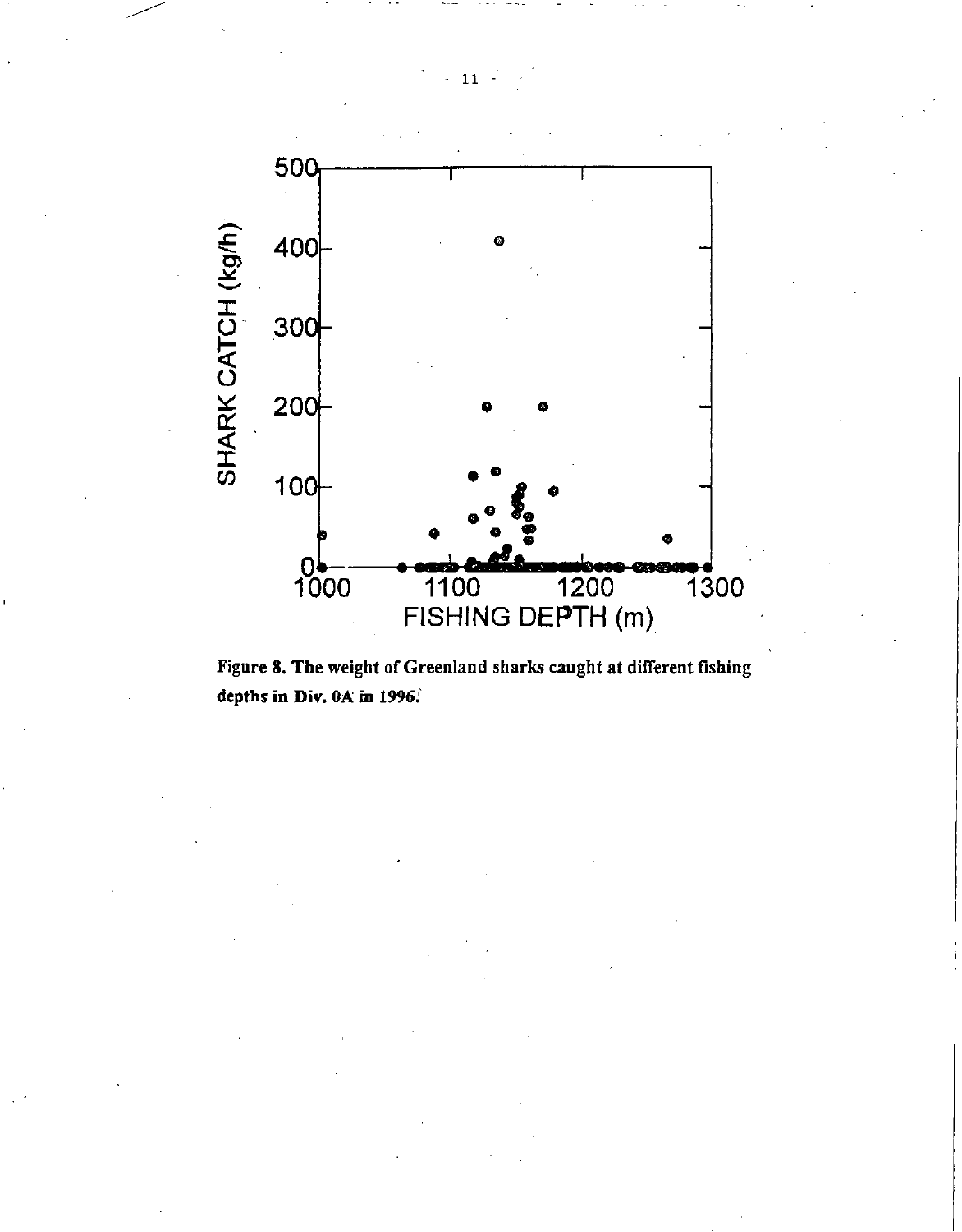500
400
300
200
100
0
SHARK CATCH (kg/h)
1000
1100
1200
1300
FISHING DEPTH (m)

**Figure 8. The weight of Greenland sharks caught at different fishing depths in Div. 0A in 1996.**